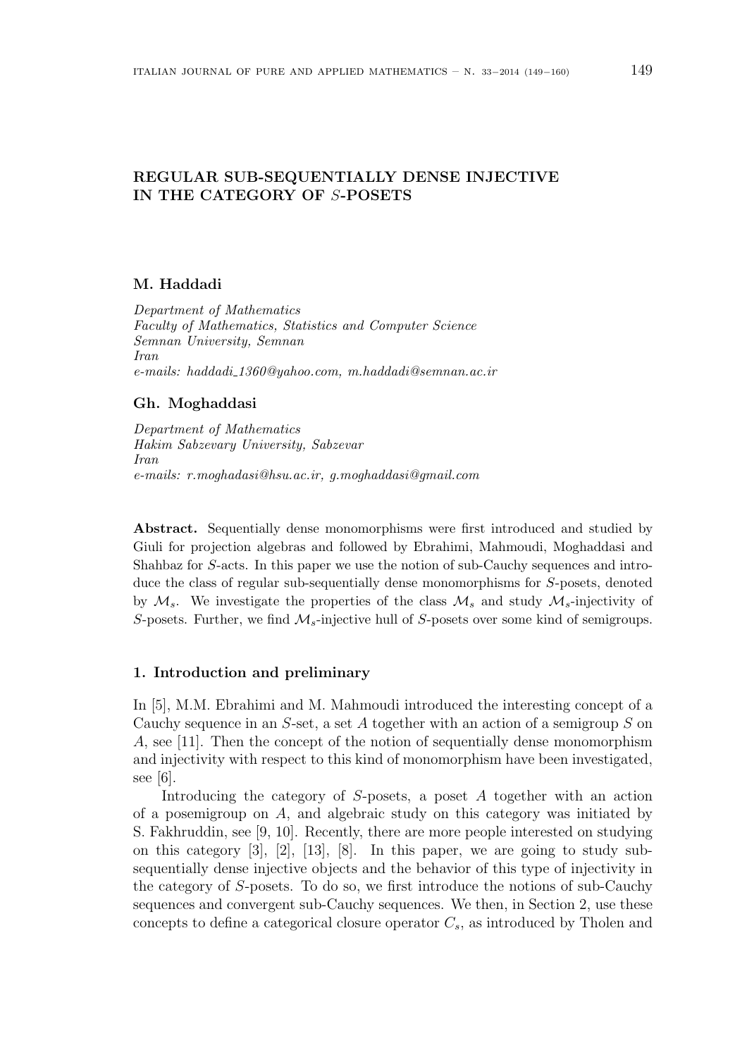# REGULAR SUB-SEQUENTIALLY DENSE INJECTIVE IN THE CATEGORY OF $S$-POSETS

**M. Haddadi**

*Department of Mathematics*
*Faculty of Mathematics, Statistics and Computer Science*
*Semnan University, Semnan*
*Iran*
*e-mails: haddadi_1360@yahoo.com, m.haddadi@semnan.ac.ir*

**Gh. Moghaddasi**

*Department of Mathematics*
*Hakim Sabzevary University, Sabzevar*
*Iran*
*e-mails: r.moghadasi@hsu.ac.ir, g.moghaddasi@gmail.com*

**Abstract.** Sequentially dense monomorphisms were first introduced and studied by Giuli for projection algebras and followed by Ebrahimi, Mahmoudi, Moghaddasi and Shahbaz for $S$-acts. In this paper we use the notion of sub-Cauchy sequences and introduce the class of regular sub-sequentially dense monomorphisms for $S$-posets, denoted by $\mathcal{M}_s$. We investigate the properties of the class $\mathcal{M}_s$ and study $\mathcal{M}_s$-injectivity of $S$-posets. Further, we find $\mathcal{M}_s$-injective hull of $S$-posets over some kind of semigroups.

## 1. Introduction and preliminary

In [5], M.M. Ebrahimi and M. Mahmoudi introduced the interesting concept of a Cauchy sequence in an $S$-set, a set $A$ together with an action of a semigroup $S$ on $A$, see [11]. Then the concept of the notion of sequentially dense monomorphism and injectivity with respect to this kind of monomorphism have been investigated, see [6].

Introducing the category of $S$-posets, a poset $A$ together with an action of a posemigroup on $A$, and algebraic study on this category was initiated by S. Fakhruddin, see [9, 10]. Recently, there are more people interested on studying on this category [3], [2], [13], [8]. In this paper, we are going to study sub-sequentially dense injective objects and the behavior of this type of injectivity in the category of $S$-posets. To do so, we first introduce the notions of sub-Cauchy sequences and convergent sub-Cauchy sequences. We then, in Section 2, use these concepts to define a categorical closure operator $C_s$, as introduced by Tholen and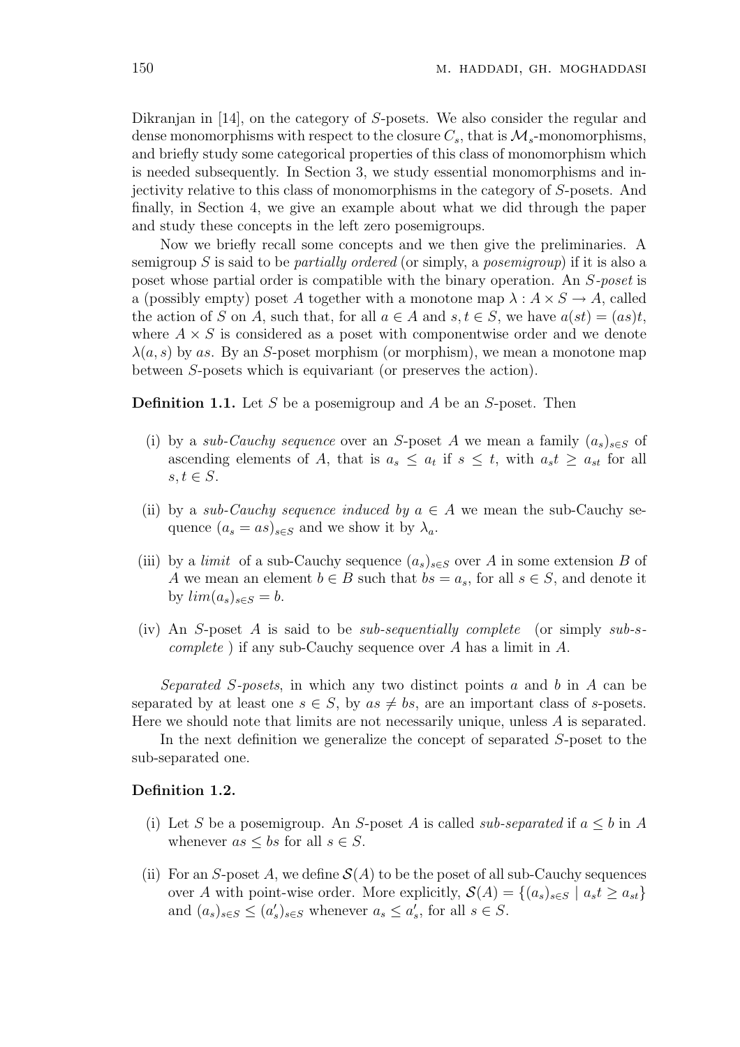Dikranjan in [14], on the category of $S$-posets. We also consider the regular and dense monomorphisms with respect to the closure $C_s$, that is $\mathcal{M}_s$-monomorphisms, and briefly study some categorical properties of this class of monomorphism which is needed subsequently. In Section 3, we study essential monomorphisms and injectivity relative to this class of monomorphisms in the category of $S$-posets. And finally, in Section 4, we give an example about what we did through the paper and study these concepts in the left zero posemigroups.

Now we briefly recall some concepts and we then give the preliminaries. A semigroup $S$ is said to be *partially ordered* (or simply, a *posemigroup*) if it is also a poset whose partial order is compatible with the binary operation. An *$S$-poset* is a (possibly empty) poset $A$ together with a monotone map $\lambda : A \times S \to A$, called the action of $S$ on $A$, such that, for all $a \in A$ and $s, t \in S$, we have $a(st) = (as)t$, where $A \times S$ is considered as a poset with componentwise order and we denote $\lambda(a, s)$ by $as$. By an $S$-poset morphism (or morphism), we mean a monotone map between $S$-posets which is equivariant (or preserves the action).

**Definition 1.1.** Let $S$ be a posemigroup and $A$ be an $S$-poset. Then

(i) by a *sub-Cauchy sequence* over an $S$-poset $A$ we mean a family $(a_s)_{s\in S}$ of ascending elements of $A$, that is $a_s \leq a_t$ if $s \leq t$, with $a_s t \geq a_{st}$ for all $s, t \in S$.

(ii) by a *sub-Cauchy sequence induced by* $a \in A$ we mean the sub-Cauchy sequence $(a_s = as)_{s\in S}$ and we show it by $\lambda_a$.

(iii) by a *limit* of a sub-Cauchy sequence $(a_s)_{s\in S}$ over $A$ in some extension $B$ of $A$ we mean an element $b \in B$ such that $bs = a_s$, for all $s \in S$, and denote it by $lim(a_s)_{s\in S} = b$.

(iv) An $S$-poset $A$ is said to be *sub-sequentially complete* (or simply *sub-s-complete* ) if any sub-Cauchy sequence over $A$ has a limit in $A$.

*Separated $S$-posets*, in which any two distinct points $a$ and $b$ in $A$ can be separated by at least one $s \in S$, by $as \neq bs$, are an important class of $s$-posets. Here we should note that limits are not necessarily unique, unless $A$ is separated.

In the next definition we generalize the concept of separated $S$-poset to the sub-separated one.

**Definition 1.2.**

(i) Let $S$ be a posemigroup. An $S$-poset $A$ is called *sub-separated* if $a \leq b$ in $A$ whenever $as \leq bs$ for all $s \in S$.

(ii) For an $S$-poset $A$, we define $\mathcal{S}(A)$ to be the poset of all sub-Cauchy sequences over $A$ with point-wise order. More explicitly, $\mathcal{S}(A) = \{(a_s)_{s\in S} \mid a_s t \geq a_{st}\}$ and $(a_s)_{s\in S} \leq (a'_s)_{s\in S}$ whenever $a_s \leq a'_s$, for all $s \in S$.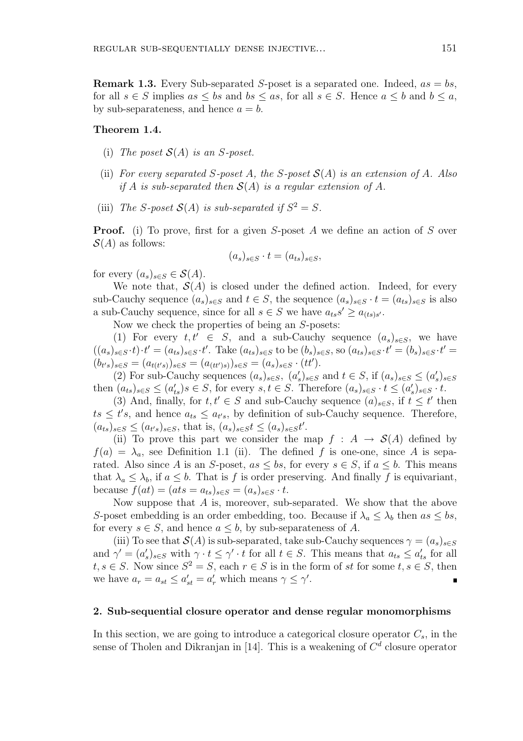**Remark 1.3.** Every Sub-separated $S$-poset is a separated one. Indeed, $as = bs$, for all $s \in S$ implies $as \leq bs$ and $bs \leq as$, for all $s \in S$. Hence $a \leq b$ and $b \leq a$, by sub-separateness, and hence $a = b$.

**Theorem 1.4.**

- (i) *The poset $\mathcal{S}(A)$ is an $S$-poset.*
- (ii) *For every separated $S$-poset $A$, the $S$-poset $\mathcal{S}(A)$ is an extension of $A$. Also if $A$ is sub-separated then $\mathcal{S}(A)$ is a regular extension of $A$.*
- (iii) *The $S$-poset $\mathcal{S}(A)$ is sub-separated if $S^2 = S$.*

**Proof.** (i) To prove, first for a given $S$-poset $A$ we define an action of $S$ over $\mathcal{S}(A)$ as follows:

$$(a_s)_{s\in S} \cdot t = (a_{ts})_{s\in S},$$

for every $(a_s)_{s\in S} \in \mathcal{S}(A)$.

We note that, $\mathcal{S}(A)$ is closed under the defined action. Indeed, for every sub-Cauchy sequence $(a_s)_{s\in S}$ and $t \in S$, the sequence $(a_s)_{s\in S} \cdot t = (a_{ts})_{s\in S}$ is also a sub-Cauchy sequence, since for all $s \in S$ we have $a_{ts}s' \geq a_{(ts)s'}$.

Now we check the properties of being an $S$-posets:

(1) For every $t, t' \in S$, and a sub-Cauchy sequence $(a_s)_{s\in S}$, we have $((a_s)_{s\in S} \cdot t) \cdot t' = (a_{ts})_{s\in S} \cdot t'$. Take $(a_{ts})_{s\in S}$ to be $(b_s)_{s\in S}$, so $(a_{ts})_{s\in S} \cdot t' = (b_s)_{s\in S} \cdot t' = (b_{t's})_{s\in S} = (a_{t(t's)})_{s\in S} = (a_{(tt')s})_{s\in S} = (a_s)_{s\in S} \cdot (tt')$.

(2) For sub-Cauchy sequences $(a_s)_{s\in S}$, $(a'_s)_{s\in S}$ and $t \in S$, if $(a_s)_{s\in S} \leq (a'_s)_{s\in S}$ then $(a_{ts})_{s\in S} \leq (a'_{ts})s \in S$, for every $s, t \in S$. Therefore $(a_s)_{s\in S} \cdot t \leq (a'_s)_{s\in S} \cdot t$.

(3) And, finally, for $t, t' \in S$ and sub-Cauchy sequence $(a)_{s\in S}$, if $t \leq t'$ then $ts \leq t's$, and hence $a_{ts} \leq a_{t's}$, by definition of sub-Cauchy sequence. Therefore, $(a_{ts})_{s\in S} \leq (a_{t's})_{s\in S}$, that is, $(a_s)_{s\in S}t \leq (a_s)_{s\in S}t'$.

(ii) To prove this part we consider the map $f : A \to \mathcal{S}(A)$ defined by $f(a) = \lambda_a$, see Definition 1.1 (ii). The defined $f$ is one-one, since $A$ is separated. Also since $A$ is an $S$-poset, $as \leq bs$, for every $s \in S$, if $a \leq b$. This means that $\lambda_a \leq \lambda_b$, if $a \leq b$. That is $f$ is order preserving. And finally $f$ is equivariant, because $f(at) = (ats = a_{ts})_{s\in S} = (a_s)_{s\in S} \cdot t$.

Now suppose that $A$ is, moreover, sub-separated. We show that the above $S$-poset embedding is an order embedding, too. Because if $\lambda_a \leq \lambda_b$ then $as \leq bs$, for every $s \in S$, and hence $a \leq b$, by sub-separateness of $A$.

(iii) To see that $\mathcal{S}(A)$ is sub-separated, take sub-Cauchy sequences $\gamma = (a_s)_{s\in S}$ and $\gamma' = (a'_s)_{s\in S}$ with $\gamma \cdot t \leq \gamma' \cdot t$ for all $t \in S$. This means that $a_{ts} \leq a'_{ts}$ for all $t, s \in S$. Now since $S^2 = S$, each $r \in S$ is in the form of $st$ for some $t, s \in S$, then we have $a_r = a_{st} \leq a'_{st} = a'_r$ which means $\gamma \leq \gamma'$. ∎

## 2. Sub-sequential closure operator and dense regular monomorphisms

In this section, we are going to introduce a categorical closure operator $C_s$, in the sense of Tholen and Dikranjan in [14]. This is a weakening of $C^d$ closure operator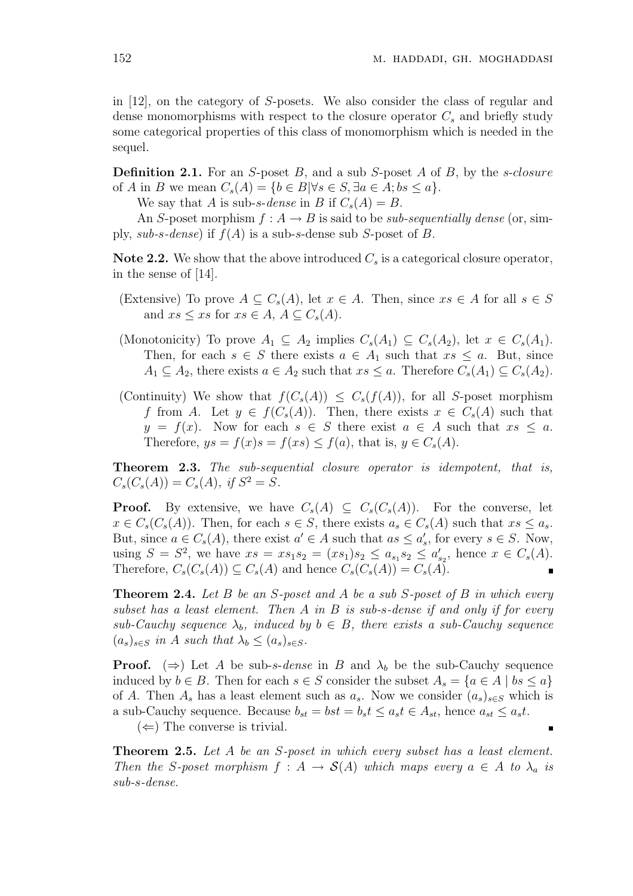in [12], on the category of $S$-posets. We also consider the class of regular and dense monomorphisms with respect to the closure operator $C_s$ and briefly study some categorical properties of this class of monomorphism which is needed in the sequel.

**Definition 2.1.** For an $S$-poset $B$, and a sub $S$-poset $A$ of $B$, by the *s-closure* of $A$ in $B$ we mean $C_s(A) = \{b \in B | \forall s \in S, \exists a \in A; bs \leq a\}$.

We say that $A$ is sub-*s-dense* in $B$ if $C_s(A) = B$.

An $S$-poset morphism $f : A \to B$ is said to be *sub-sequentially dense* (or, simply, *sub-s-dense*) if $f(A)$ is a sub-$s$-dense sub $S$-poset of $B$.

**Note 2.2.** We show that the above introduced $C_s$ is a categorical closure operator, in the sense of [14].

(Extensive) To prove $A \subseteq C_s(A)$, let $x \in A$. Then, since $xs \in A$ for all $s \in S$ and $xs \leq xs$ for $xs \in A$, $A \subseteq C_s(A)$.

(Monotonicity) To prove $A_1 \subseteq A_2$ implies $C_s(A_1) \subseteq C_s(A_2)$, let $x \in C_s(A_1)$. Then, for each $s \in S$ there exists $a \in A_1$ such that $xs \leq a$. But, since $A_1 \subseteq A_2$, there exists $a \in A_2$ such that $xs \leq a$. Therefore $C_s(A_1) \subseteq C_s(A_2)$.

(Continuity) We show that $f(C_s(A)) \leq C_s(f(A))$, for all $S$-poset morphism $f$ from $A$. Let $y \in f(C_s(A))$. Then, there exists $x \in C_s(A)$ such that $y = f(x)$. Now for each $s \in S$ there exist $a \in A$ such that $xs \leq a$. Therefore, $ys = f(x)s = f(xs) \leq f(a)$, that is, $y \in C_s(A)$.

**Theorem 2.3.** *The sub-sequential closure operator is idempotent, that is, $C_s(C_s(A)) = C_s(A)$, if $S^2 = S$.*

**Proof.** By extensive, we have $C_s(A) \subseteq C_s(C_s(A))$. For the converse, let $x \in C_s(C_s(A))$. Then, for each $s \in S$, there exists $a_s \in C_s(A)$ such that $xs \leq a_s$. But, since $a \in C_s(A)$, there exist $a' \in A$ such that $as \leq a'_s$, for every $s \in S$. Now, using $S = S^2$, we have $xs = xs_1s_2 = (xs_1)s_2 \leq a_{s_1}s_2 \leq a'_{s_2}$, hence $x \in C_s(A)$. Therefore, $C_s(C_s(A)) \subseteq C_s(A)$ and hence $C_s(C_s(A)) = C_s(A)$. ∎

**Theorem 2.4.** *Let $B$ be an $S$-poset and $A$ be a sub $S$-poset of $B$ in which every subset has a least element. Then $A$ in $B$ is sub-s-dense if and only if for every sub-Cauchy sequence $\lambda_b$, induced by $b \in B$, there exists a sub-Cauchy sequence $(a_s)_{s \in S}$ in $A$ such that $\lambda_b \leq (a_s)_{s \in S}$.*

**Proof.** ($\Rightarrow$) Let $A$ be sub-*s-dense* in $B$ and $\lambda_b$ be the sub-Cauchy sequence induced by $b \in B$. Then for each $s \in S$ consider the subset $A_s = \{a \in A \mid bs \leq a\}$ of $A$. Then $A_s$ has a least element such as $a_s$. Now we consider $(a_s)_{s \in S}$ which is a sub-Cauchy sequence. Because $b_{st} = bst = b_st \leq a_st \in A_{st}$, hence $a_{st} \leq a_st$.

($\Leftarrow$) The converse is trivial. ∎

**Theorem 2.5.** *Let $A$ be an $S$-poset in which every subset has a least element. Then the $S$-poset morphism $f : A \to \mathcal{S}(A)$ which maps every $a \in A$ to $\lambda_a$ is sub-s-dense.*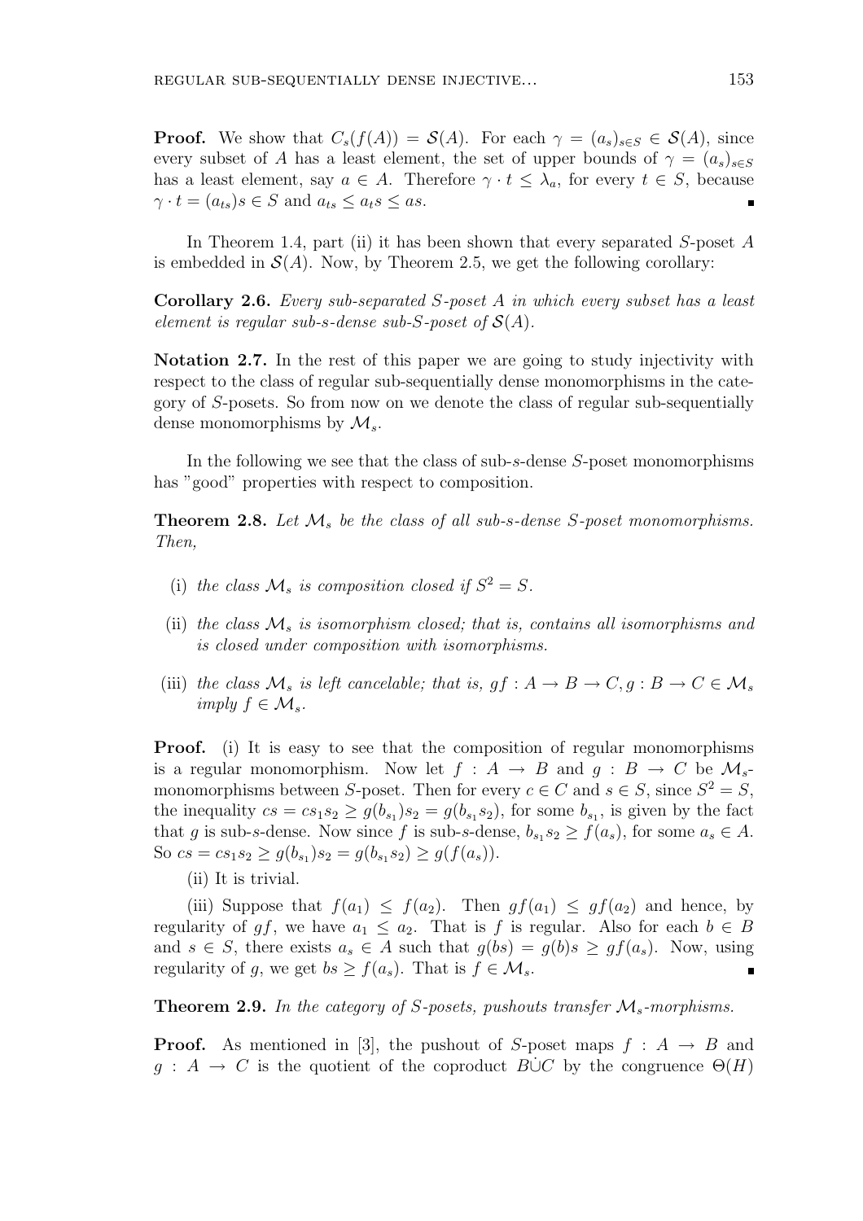**Proof.** We show that $C_s(f(A)) = \mathcal{S}(A)$. For each $\gamma = (a_s)_{s\in S} \in \mathcal{S}(A)$, since every subset of $A$ has a least element, the set of upper bounds of $\gamma = (a_s)_{s\in S}$ has a least element, say $a \in A$. Therefore $\gamma \cdot t \leq \lambda_a$, for every $t \in S$, because $\gamma \cdot t = (a_{ts})s \in S$ and $a_{ts} \leq a_t s \leq as$. ∎

In Theorem 1.4, part (ii) it has been shown that every separated $S$-poset $A$ is embedded in $\mathcal{S}(A)$. Now, by Theorem 2.5, we get the following corollary:

**Corollary 2.6.** *Every sub-separated $S$-poset $A$ in which every subset has a least element is regular sub-s-dense sub-$S$-poset of $\mathcal{S}(A)$.*

**Notation 2.7.** In the rest of this paper we are going to study injectivity with respect to the class of regular sub-sequentially dense monomorphisms in the category of $S$-posets. So from now on we denote the class of regular sub-sequentially dense monomorphisms by $\mathcal{M}_s$.

In the following we see that the class of sub-$s$-dense $S$-poset monomorphisms has "good" properties with respect to composition.

**Theorem 2.8.** *Let $\mathcal{M}_s$ be the class of all sub-s-dense $S$-poset monomorphisms. Then,*

(i) *the class $\mathcal{M}_s$ is composition closed if $S^2 = S$.*

(ii) *the class $\mathcal{M}_s$ is isomorphism closed; that is, contains all isomorphisms and is closed under composition with isomorphisms.*

(iii) *the class $\mathcal{M}_s$ is left cancelable; that is, $gf : A \to B \to C, g : B \to C \in \mathcal{M}_s$ imply $f \in \mathcal{M}_s$.*

**Proof.** (i) It is easy to see that the composition of regular monomorphisms is a regular monomorphism. Now let $f : A \to B$ and $g : B \to C$ be $\mathcal{M}_s$-monomorphisms between $S$-poset. Then for every $c \in C$ and $s \in S$, since $S^2 = S$, the inequality $cs = cs_1s_2 \geq g(b_{s_1})s_2 = g(b_{s_1}s_2)$, for some $b_{s_1}$, is given by the fact that $g$ is sub-$s$-dense. Now since $f$ is sub-$s$-dense, $b_{s_1}s_2 \geq f(a_s)$, for some $a_s \in A$. So $cs = cs_1s_2 \geq g(b_{s_1})s_2 = g(b_{s_1}s_2) \geq g(f(a_s))$.

(ii) It is trivial.

(iii) Suppose that $f(a_1) \leq f(a_2)$. Then $gf(a_1) \leq gf(a_2)$ and hence, by regularity of $gf$, we have $a_1 \leq a_2$. That is $f$ is regular. Also for each $b \in B$ and $s \in S$, there exists $a_s \in A$ such that $g(bs) = g(b)s \geq gf(a_s)$. Now, using regularity of $g$, we get $bs \geq f(a_s)$. That is $f \in \mathcal{M}_s$. ∎

**Theorem 2.9.** *In the category of $S$-posets, pushouts transfer $\mathcal{M}_s$-morphisms.*

**Proof.** As mentioned in [3], the pushout of $S$-poset maps $f : A \to B$ and $g : A \to C$ is the quotient of the coproduct $B\dot{\cup}C$ by the congruence $\Theta(H)$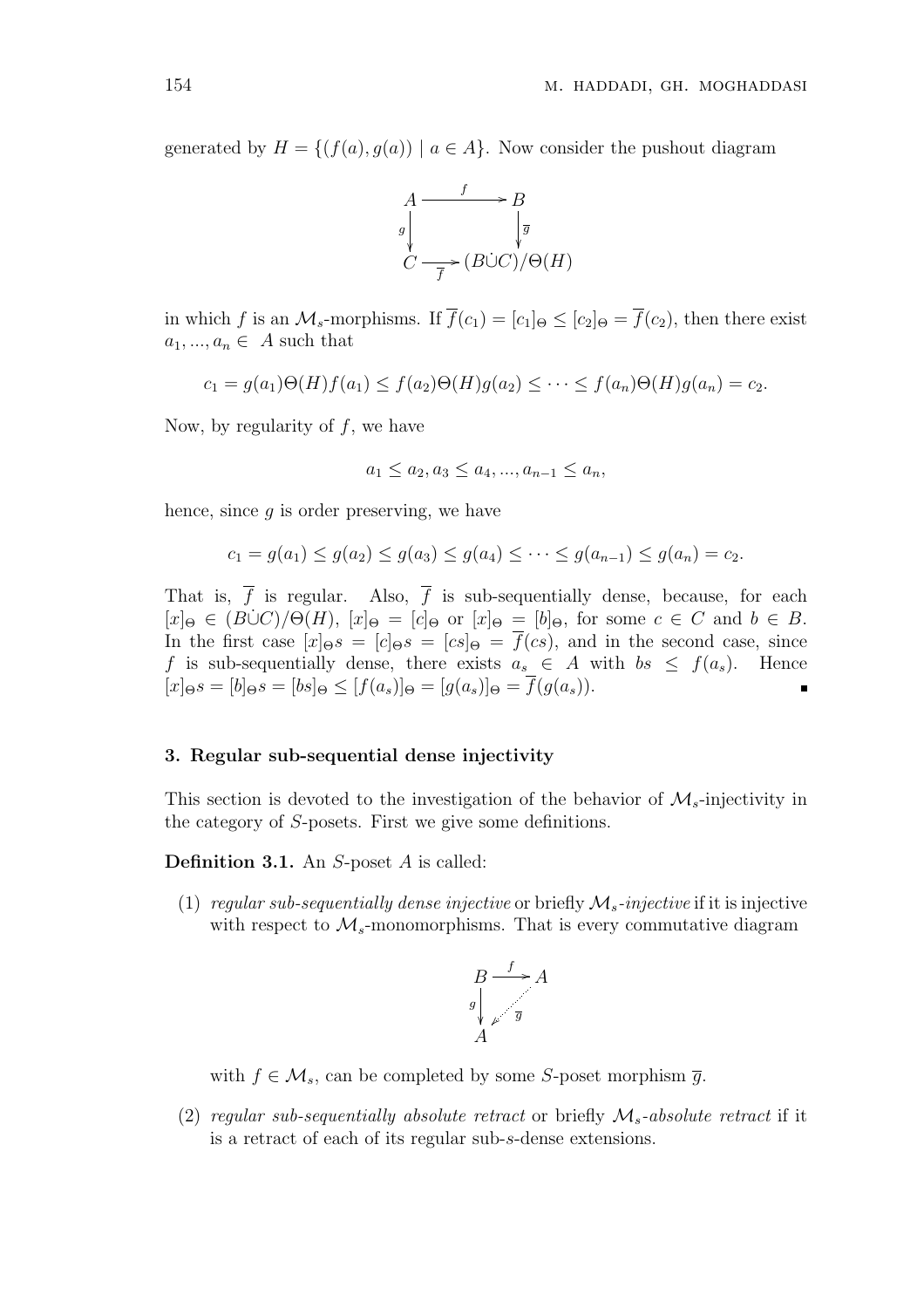generated by $H = \{(f(a), g(a)) \mid a \in A\}$. Now consider the pushout diagram

$$\begin{array}{ccc} A & \xrightarrow{f} & B \\ {\scriptstyle g}\downarrow & & \downarrow{\scriptstyle \overline{g}} \\ C & \xrightarrow[\overline{f}]{} & (B\dot{\cup}C)/\Theta(H) \end{array}$$

in which $f$ is an $\mathcal{M}_s$-morphisms. If $\overline{f}(c_1) = [c_1]_\Theta \leq [c_2]_\Theta = \overline{f}(c_2)$, then there exist $a_1, ..., a_n \in A$ such that

$$c_1 = g(a_1)\Theta(H)f(a_1) \leq f(a_2)\Theta(H)g(a_2) \leq \cdots \leq f(a_n)\Theta(H)g(a_n) = c_2.$$

Now, by regularity of $f$, we have

$$a_1 \leq a_2, a_3 \leq a_4, ..., a_{n-1} \leq a_n,$$

hence, since $g$ is order preserving, we have

$$c_1 = g(a_1) \leq g(a_2) \leq g(a_3) \leq g(a_4) \leq \cdots \leq g(a_{n-1}) \leq g(a_n) = c_2.$$

That is, $\overline{f}$ is regular. Also, $\overline{f}$ is sub-sequentially dense, because, for each $[x]_\Theta \in (B\dot{\cup}C)/\Theta(H)$, $[x]_\Theta = [c]_\Theta$ or $[x]_\Theta = [b]_\Theta$, for some $c \in C$ and $b \in B$. In the first case $[x]_\Theta s = [c]_\Theta s = [cs]_\Theta = \overline{f}(cs)$, and in the second case, since $f$ is sub-sequentially dense, there exists $a_s \in A$ with $bs \leq f(a_s)$. Hence $[x]_\Theta s = [b]_\Theta s = [bs]_\Theta \leq [f(a_s)]_\Theta = [g(a_s)]_\Theta = \overline{f}(g(a_s))$. ∎

### 3. Regular sub-sequential dense injectivity

This section is devoted to the investigation of the behavior of $\mathcal{M}_s$-injectivity in the category of $S$-posets. First we give some definitions.

**Definition 3.1.** An $S$-poset $A$ is called:

(1) *regular sub-sequentially dense injective* or briefly $\mathcal{M}_s$*-injective* if it is injective with respect to $\mathcal{M}_s$-monomorphisms. That is every commutative diagram

$$\begin{array}{ccc} B & \xrightarrow{f} & A \\ {\scriptstyle g}\downarrow & \swarrow{\scriptstyle \overline{g}} & \\ A & & \end{array}$$

with $f \in \mathcal{M}_s$, can be completed by some $S$-poset morphism $\overline{g}$.

(2) *regular sub-sequentially absolute retract* or briefly $\mathcal{M}_s$*-absolute retract* if it is a retract of each of its regular sub-$s$-dense extensions.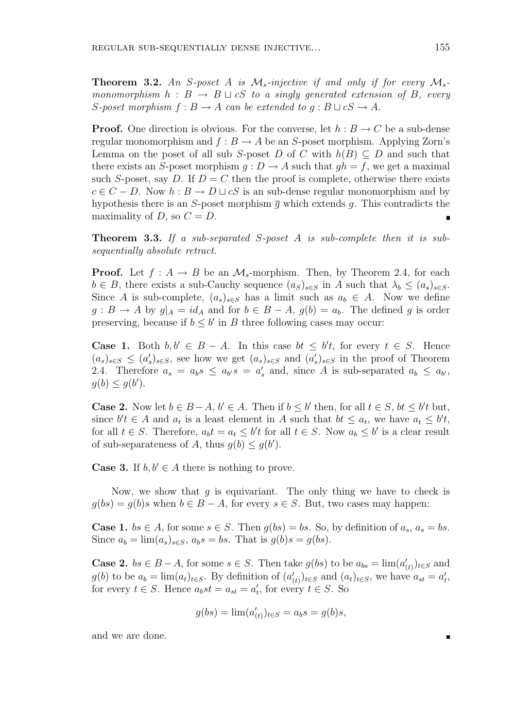**Theorem 3.2.** *An $S$-poset $A$ is $\mathcal{M}_s$-injective if and only if for every $\mathcal{M}_s$-monomorphism $h : B \to B \sqcup cS$ to a singly generated extension of $B$, every $S$-poset morphism $f : B \to A$ can be extended to $g : B \sqcup cS \to A$.*

**Proof.** One direction is obvious. For the converse, let $h : B \to C$ be a sub-dense regular monomorphism and $f : B \to A$ be an $S$-poset morphism. Applying Zorn's Lemma on the poset of all sub $S$-poset $D$ of $C$ with $h(B) \subseteq D$ and such that there exists an $S$-poset morphism $g : D \to A$ such that $gh = f$, we get a maximal such $S$-poset, say $D$. If $D = C$ then the proof is complete, otherwise there exists $c \in C - D$. Now $h : B \to D \sqcup cS$ is an sub-dense regular monomorphism and by hypothesis there is an $S$-poset morphism $\overline{g}$ which extends $g$. This contradicts the maximality of $D$, so $C = D$. ∎

**Theorem 3.3.** *If a sub-separated $S$-poset $A$ is sub-complete then it is sub-sequentially absolute retract.*

**Proof.** Let $f : A \to B$ be an $\mathcal{M}_s$-morphism. Then, by Theorem 2.4, for each $b \in B$, there exists a sub-Cauchy sequence $(a_S)_{s\in S}$ in $A$ such that $\lambda_b \leq (a_s)_{s\in S}$. Since $A$ is sub-complete, $(a_s)_{s\in S}$ has a limit such as $a_b \in A$. Now we define $g : B \to A$ by $g|_A = id_A$ and for $b \in B - A$, $g(b) = a_b$. The defined $g$ is order preserving, because if $b \leq b'$ in $B$ three following cases may occur:

**Case 1.** Both $b, b' \in B - A$. In this case $bt \leq b't$, for every $t \in S$. Hence $(a_s)_{s\in S} \leq (a'_s)_{s\in S}$, see how we get $(a_s)_{s\in S}$ and $(a'_s)_{s\in S}$ in the proof of Theorem 2.4. Therefore $a_s = a_b s \leq a_{b'} s = a'_s$ and, since $A$ is sub-separated $a_b \leq a_{b'}$, $g(b) \leq g(b')$.

**Case 2.** Now let $b \in B - A$, $b' \in A$. Then if $b \leq b'$ then, for all $t \in S$, $bt \leq b't$ but, since $b't \in A$ and $a_t$ is a least element in $A$ such that $bt \leq a_t$, we have $a_t \leq b't$, for all $t \in S$. Therefore, $a_b t = a_t \leq b't$ for all $t \in S$. Now $a_b \leq b'$ is a clear result of sub-separateness of $A$, thus $g(b) \leq g(b')$.

**Case 3.** If $b, b' \in A$ there is nothing to prove.

Now, we show that $g$ is equivariant. The only thing we have to check is $g(bs) = g(b)s$ when $b \in B - A$, for every $s \in S$. But, two cases may happen:

**Case 1.** $bs \in A$, for some $s \in S$. Then $g(bs) = bs$. So, by definition of $a_s$, $a_s = bs$. Since $a_b = \lim(a_s)_{s\in S}$, $a_b s = bs$. That is $g(b)s = g(bs)$.

**Case 2.** $bs \in B - A$, for some $s \in S$. Then take $g(bs)$ to be $a_{bs} = \lim(a'_{(t)})_{t\in S}$ and $g(b)$ to be $a_b = \lim(a_t)_{t\in S}$. By definition of $(a'_{(t)})_{t\in S}$ and $(a_t)_{t\in S}$, we have $a_{st} = a'_t$, for every $t \in S$. Hence $a_b st = a_{st} = a'_t$, for every $t \in S$. So

$$g(bs) = \lim(a'_{(t)})_{t\in S} = a_b s = g(b)s,$$

and we are done. ∎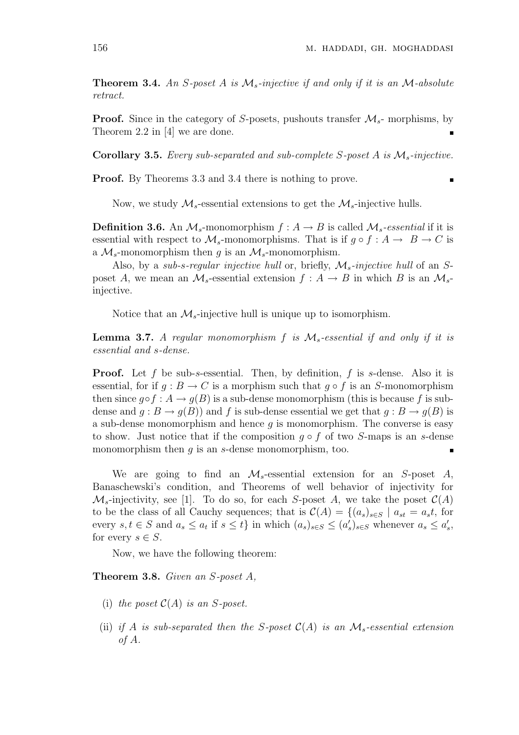**Theorem 3.4.** *An S-poset A is $\mathcal{M}_s$-injective if and only if it is an $\mathcal{M}$-absolute retract.*

**Proof.** Since in the category of $S$-posets, pushouts transfer $\mathcal{M}_s$- morphisms, by Theorem 2.2 in [4] we are done. ∎

**Corollary 3.5.** *Every sub-separated and sub-complete S-poset A is $\mathcal{M}_s$-injective.*

**Proof.** By Theorems 3.3 and 3.4 there is nothing to prove. ∎

Now, we study $\mathcal{M}_s$-essential extensions to get the $\mathcal{M}_s$-injective hulls.

**Definition 3.6.** An $\mathcal{M}_s$-monomorphism $f : A \to B$ is called *$\mathcal{M}_s$-essential* if it is essential with respect to $\mathcal{M}_s$-monomorphisms. That is if $g \circ f : A \to\ B \to C$ is a $\mathcal{M}_s$-monomorphism then $g$ is an $\mathcal{M}_s$-monomorphism.

Also, by a *sub-s-regular injective hull* or, briefly, *$\mathcal{M}_s$-injective hull* of an $S$-poset $A$, we mean an $\mathcal{M}_s$-essential extension $f : A \to B$ in which $B$ is an $\mathcal{M}_s$-injective.

Notice that an $\mathcal{M}_s$-injective hull is unique up to isomorphism.

**Lemma 3.7.** *A regular monomorphism f is $\mathcal{M}_s$-essential if and only if it is essential and s-dense.*

**Proof.** Let $f$ be sub-$s$-essential. Then, by definition, $f$ is $s$-dense. Also it is essential, for if $g : B \to C$ is a morphism such that $g \circ f$ is an $S$-monomorphism then since $g \circ f : A \to g(B)$ is a sub-dense monomorphism (this is because $f$ is sub-dense and $g : B \to g(B)$) and $f$ is sub-dense essential we get that $g : B \to g(B)$ is a sub-dense monomorphism and hence $g$ is monomorphism. The converse is easy to show. Just notice that if the composition $g \circ f$ of two $S$-maps is an $s$-dense monomorphism then $g$ is an $s$-dense monomorphism, too. ∎

We are going to find an $\mathcal{M}_s$-essential extension for an $S$-poset $A$, Banaschewski's condition, and Theorems of well behavior of injectivity for $\mathcal{M}_s$-injectivity, see [1]. To do so, for each $S$-poset $A$, we take the poset $\mathcal{C}(A)$ to be the class of all Cauchy sequences; that is $\mathcal{C}(A) = \{(a_s)_{s\in S} \mid a_{st} = a_s t$, for every $s, t \in S$ and $a_s \leq a_t$ if $s \leq t\}$ in which $(a_s)_{s\in S} \leq (a'_s)_{s\in S}$ whenever $a_s \leq a'_s$, for every $s \in S$.

Now, we have the following theorem:

**Theorem 3.8.** *Given an S-poset A,*

(i) *the poset $\mathcal{C}(A)$ is an S-poset.*

(ii) *if A is sub-separated then the S-poset $\mathcal{C}(A)$ is an $\mathcal{M}_s$-essential extension of A.*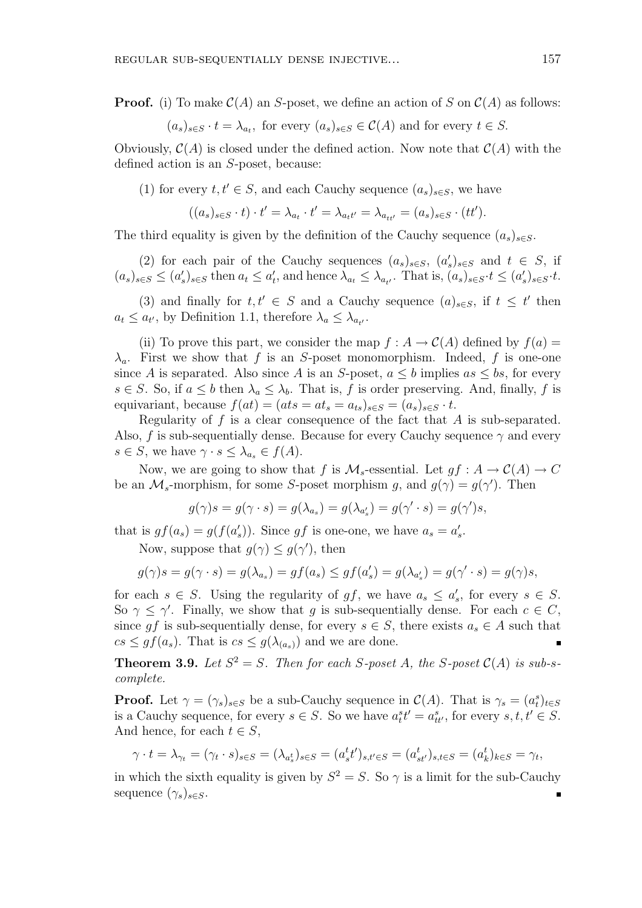**Proof.** (i) To make $\mathcal{C}(A)$ an $S$-poset, we define an action of $S$ on $\mathcal{C}(A)$ as follows:

$$(a_s)_{s\in S}\cdot t=\lambda_{a_t},\ \text{for every } (a_s)_{s\in S}\in\mathcal{C}(A) \text{ and for every } t\in S.$$

Obviously, $\mathcal{C}(A)$ is closed under the defined action. Now note that $\mathcal{C}(A)$ with the defined action is an $S$-poset, because:

(1) for every $t,t'\in S$, and each Cauchy sequence $(a_s)_{s\in S}$, we have

$$((a_s)_{s\in S}\cdot t)\cdot t'=\lambda_{a_t}\cdot t'=\lambda_{a_tt'}=\lambda_{a_{tt'}}=(a_s)_{s\in S}\cdot(tt').$$

The third equality is given by the definition of the Cauchy sequence $(a_s)_{s\in S}$.

(2) for each pair of the Cauchy sequences $(a_s)_{s\in S}$, $(a'_s)_{s\in S}$ and $t\in S$, if $(a_s)_{s\in S}\leq(a'_s)_{s\in S}$ then $a_t\leq a'_t$, and hence $\lambda_{a_t}\leq\lambda_{a_{t'}}$. That is, $(a_s)_{s\in S}\cdot t\leq(a'_s)_{s\in S}\cdot t$.

(3) and finally for $t,t'\in S$ and a Cauchy sequence $(a)_{s\in S}$, if $t\leq t'$ then $a_t\leq a_{t'}$, by Definition 1.1, therefore $\lambda_a\leq\lambda_{a_{t'}}$.

(ii) To prove this part, we consider the map $f:A\to\mathcal{C}(A)$ defined by $f(a)=\lambda_a$. First we show that $f$ is an $S$-poset monomorphism. Indeed, $f$ is one-one since $A$ is separated. Also since $A$ is an $S$-poset, $a\leq b$ implies $as\leq bs$, for every $s\in S$. So, if $a\leq b$ then $\lambda_a\leq\lambda_b$. That is, $f$ is order preserving. And, finally, $f$ is equivariant, because $f(at)=(ats=at_s=a_{ts})_{s\in S}=(a_s)_{s\in S}\cdot t$.

Regularity of $f$ is a clear consequence of the fact that $A$ is sub-separated. Also, $f$ is sub-sequentially dense. Because for every Cauchy sequence $\gamma$ and every $s\in S$, we have $\gamma\cdot s\leq\lambda_{a_s}\in f(A)$.

Now, we are going to show that $f$ is $\mathcal{M}_s$-essential. Let $gf:A\to\mathcal{C}(A)\to C$ be an $\mathcal{M}_s$-morphism, for some $S$-poset morphism $g$, and $g(\gamma)=g(\gamma')$. Then

$$g(\gamma)s=g(\gamma\cdot s)=g(\lambda_{a_s})=g(\lambda_{a'_s})=g(\gamma'\cdot s)=g(\gamma')s,$$

that is $gf(a_s)=g(f(a'_s))$. Since $gf$ is one-one, we have $a_s=a'_s$.

Now, suppose that $g(\gamma)\leq g(\gamma')$, then

$$g(\gamma)s=g(\gamma\cdot s)=g(\lambda_{a_s})=gf(a_s)\leq gf(a'_s)=g(\lambda_{a'_s})=g(\gamma'\cdot s)=g(\gamma)s,$$

for each $s\in S$. Using the regularity of $gf$, we have $a_s\leq a'_s$, for every $s\in S$. So $\gamma\leq\gamma'$. Finally, we show that $g$ is sub-sequentially dense. For each $c\in C$, since $gf$ is sub-sequentially dense, for every $s\in S$, there exists $a_s\in A$ such that $cs\leq gf(a_s)$. That is $cs\leq g(\lambda_{(a_s)})$ and we are done. ∎

**Theorem 3.9.** *Let $S^2=S$. Then for each $S$-poset $A$, the $S$-poset $\mathcal{C}(A)$ is sub-s-complete.*

**Proof.** Let $\gamma=(\gamma_s)_{s\in S}$ be a sub-Cauchy sequence in $\mathcal{C}(A)$. That is $\gamma_s=(a^s_t)_{t\in S}$ is a Cauchy sequence, for every $s\in S$. So we have $a^s_tt'=a^s_{tt'}$, for every $s,t,t'\in S$. And hence, for each $t\in S$,

$$\gamma\cdot t=\lambda_{\gamma_t}=(\gamma_t\cdot s)_{s\in S}=(\lambda_{a^t_s})_{s\in S}=(a^t_st')_{s,t'\in S}=(a^t_{st'})_{s,t\in S}=(a^t_k)_{k\in S}=\gamma_t,$$

in which the sixth equality is given by $S^2=S$. So $\gamma$ is a limit for the sub-Cauchy sequence $(\gamma_s)_{s\in S}$. ∎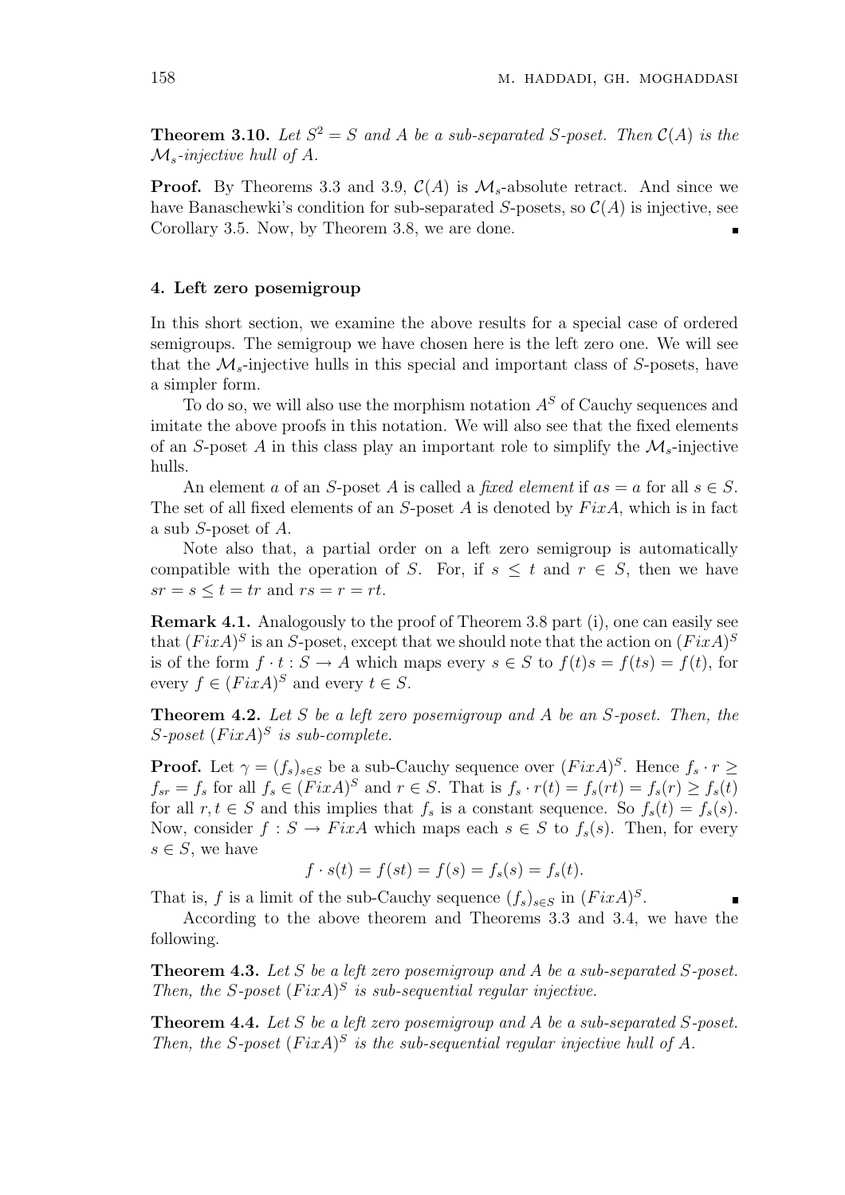**Theorem 3.10.** *Let $S^2 = S$ and $A$ be a sub-separated $S$-poset. Then $\mathcal{C}(A)$ is the $\mathcal{M}_s$-injective hull of $A$.*

**Proof.** By Theorems 3.3 and 3.9, $\mathcal{C}(A)$ is $\mathcal{M}_s$-absolute retract. And since we have Banaschewki's condition for sub-separated $S$-posets, so $\mathcal{C}(A)$ is injective, see Corollary 3.5. Now, by Theorem 3.8, we are done. ∎

## 4. Left zero posemigroup

In this short section, we examine the above results for a special case of ordered semigroups. The semigroup we have chosen here is the left zero one. We will see that the $\mathcal{M}_s$-injective hulls in this special and important class of $S$-posets, have a simpler form.

To do so, we will also use the morphism notation $A^S$ of Cauchy sequences and imitate the above proofs in this notation. We will also see that the fixed elements of an $S$-poset $A$ in this class play an important role to simplify the $\mathcal{M}_s$-injective hulls.

An element $a$ of an $S$-poset $A$ is called a *fixed element* if $as = a$ for all $s \in S$. The set of all fixed elements of an $S$-poset $A$ is denoted by $FixA$, which is in fact a sub $S$-poset of $A$.

Note also that, a partial order on a left zero semigroup is automatically compatible with the operation of $S$. For, if $s \leq t$ and $r \in S$, then we have $sr = s \leq t = tr$ and $rs = r = rt$.

**Remark 4.1.** Analogously to the proof of Theorem 3.8 part (i), one can easily see that $(FixA)^S$ is an $S$-poset, except that we should note that the action on $(FixA)^S$ is of the form $f \cdot t : S \to A$ which maps every $s \in S$ to $f(t)s = f(ts) = f(t)$, for every $f \in (FixA)^S$ and every $t \in S$.

**Theorem 4.2.** *Let $S$ be a left zero posemigroup and $A$ be an $S$-poset. Then, the $S$-poset $(FixA)^S$ is sub-complete.*

**Proof.** Let $\gamma = (f_s)_{s\in S}$ be a sub-Cauchy sequence over $(FixA)^S$. Hence $f_s \cdot r \geq f_{sr} = f_s$ for all $f_s \in (FixA)^S$ and $r \in S$. That is $f_s \cdot r(t) = f_s(rt) = f_s(r) \geq f_s(t)$ for all $r, t \in S$ and this implies that $f_s$ is a constant sequence. So $f_s(t) = f_s(s)$. Now, consider $f : S \to FixA$ which maps each $s \in S$ to $f_s(s)$. Then, for every $s \in S$, we have

$$f \cdot s(t) = f(st) = f(s) = f_s(s) = f_s(t).$$

That is, $f$ is a limit of the sub-Cauchy sequence $(f_s)_{s\in S}$ in $(FixA)^S$. ∎

According to the above theorem and Theorems 3.3 and 3.4, we have the following.

**Theorem 4.3.** *Let $S$ be a left zero posemigroup and $A$ be a sub-separated $S$-poset. Then, the $S$-poset $(FixA)^S$ is sub-sequential regular injective.*

**Theorem 4.4.** *Let $S$ be a left zero posemigroup and $A$ be a sub-separated $S$-poset. Then, the $S$-poset $(FixA)^S$ is the sub-sequential regular injective hull of $A$.*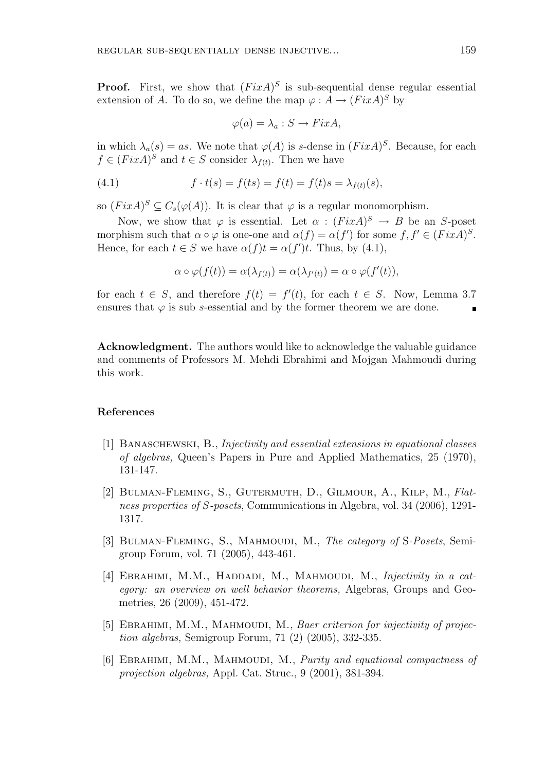**Proof.** First, we show that $(FixA)^S$ is sub-sequential dense regular essential extension of $A$. To do so, we define the map $\varphi : A \to (FixA)^S$ by

$$\varphi(a) = \lambda_a : S \to FixA,$$

in which $\lambda_a(s) = as$. We note that $\varphi(A)$ is $s$-dense in $(FixA)^S$. Because, for each $f \in (FixA)^S$ and $t \in S$ consider $\lambda_{f(t)}$. Then we have

$$f \cdot t(s) = f(ts) = f(t) = f(t)s = \lambda_{f(t)}(s), \tag{4.1}$$

so $(FixA)^S \subseteq C_s(\varphi(A))$. It is clear that $\varphi$ is a regular monomorphism.

Now, we show that $\varphi$ is essential. Let $\alpha : (FixA)^S \to B$ be an $S$-poset morphism such that $\alpha \circ \varphi$ is one-one and $\alpha(f) = \alpha(f')$ for some $f, f' \in (FixA)^S$. Hence, for each $t \in S$ we have $\alpha(f)t = \alpha(f')t$. Thus, by (4.1),

$$\alpha \circ \varphi(f(t)) = \alpha(\lambda_{f(t)}) = \alpha(\lambda_{f'(t)}) = \alpha \circ \varphi(f'(t)),$$

for each $t \in S$, and therefore $f(t) = f'(t)$, for each $t \in S$. Now, Lemma 3.7 ensures that $\varphi$ is sub $s$-essential and by the former theorem we are done. ∎

**Acknowledgment.** The authors would like to acknowledge the valuable guidance and comments of Professors M. Mehdi Ebrahimi and Mojgan Mahmoudi during this work.

### References

[1] Banaschewski, B., *Injectivity and essential extensions in equational classes of algebras,* Queen's Papers in Pure and Applied Mathematics, 25 (1970), 131-147.

[2] Bulman-Fleming, S., Gutermuth, D., Gilmour, A., Kilp, M., *Flatness properties of S-posets*, Communications in Algebra, vol. 34 (2006), 1291-1317.

[3] Bulman-Fleming, S., Mahmoudi, M., *The category of S-Posets*, Semigroup Forum, vol. 71 (2005), 443-461.

[4] Ebrahimi, M.M., Haddadi, M., Mahmoudi, M., *Injectivity in a category: an overview on well behavior theorems,* Algebras, Groups and Geometries, 26 (2009), 451-472.

[5] Ebrahimi, M.M., Mahmoudi, M., *Baer criterion for injectivity of projection algebras,* Semigroup Forum, 71 (2) (2005), 332-335.

[6] Ebrahimi, M.M., Mahmoudi, M., *Purity and equational compactness of projection algebras,* Appl. Cat. Struc., 9 (2001), 381-394.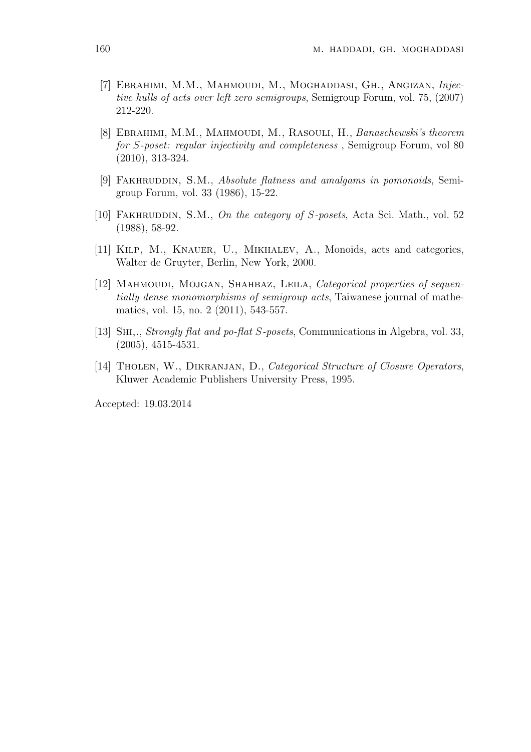[7] Ebrahimi, M.M., Mahmoudi, M., Moghaddasi, Gh., Angizan, *Injective hulls of acts over left zero semigroups*, Semigroup Forum, vol. 75, (2007) 212-220.

[8] Ebrahimi, M.M., Mahmoudi, M., Rasouli, H., *Banaschewski's theorem for $S$-poset: regular injectivity and completeness* , Semigroup Forum, vol 80 (2010), 313-324.

[9] Fakhruddin, S.M., *Absolute flatness and amalgams in pomonoids*, Semigroup Forum, vol. 33 (1986), 15-22.

[10] Fakhruddin, S.M., *On the category of $S$-posets*, Acta Sci. Math., vol. 52 (1988), 58-92.

[11] Kilp, M., Knauer, U., Mikhalev, A., Monoids, acts and categories, Walter de Gruyter, Berlin, New York, 2000.

[12] Mahmoudi, Mojgan, Shahbaz, Leila, *Categorical properties of sequentially dense monomorphisms of semigroup acts*, Taiwanese journal of mathematics, vol. 15, no. 2 (2011), 543-557.

[13] Shi,., *Strongly flat and po-flat $S$-posets*, Communications in Algebra, vol. 33, (2005), 4515-4531.

[14] Tholen, W., Dikranjan, D., *Categorical Structure of Closure Operators*, Kluwer Academic Publishers University Press, 1995.

Accepted: 19.03.2014